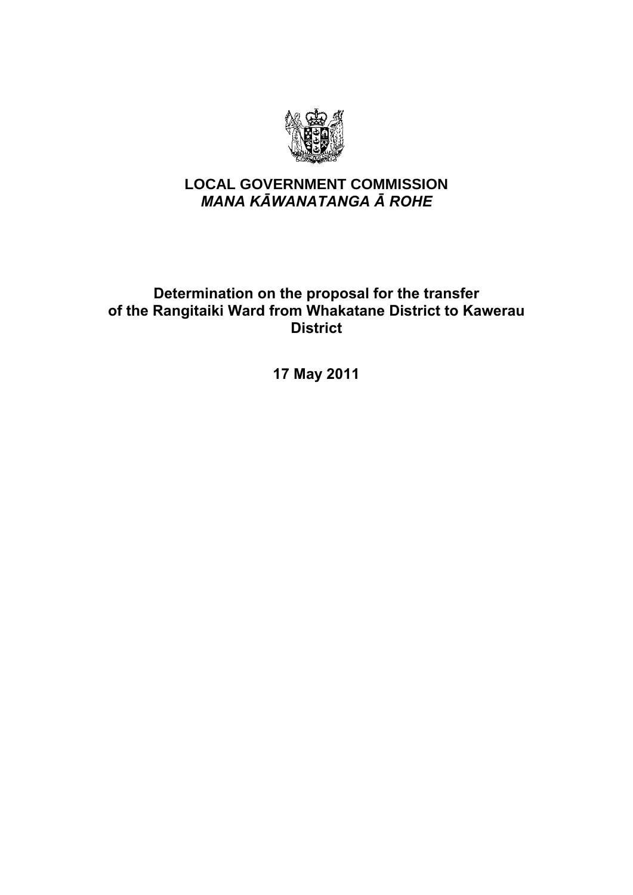# LOCAL GOVERNMENT COMMISSION
## *MANA KĀWANATANGA Ā ROHE*

## Determination on the proposal for the transfer of the Rangitaiki Ward from Whakatane District to Kawerau District

**17 May 2011**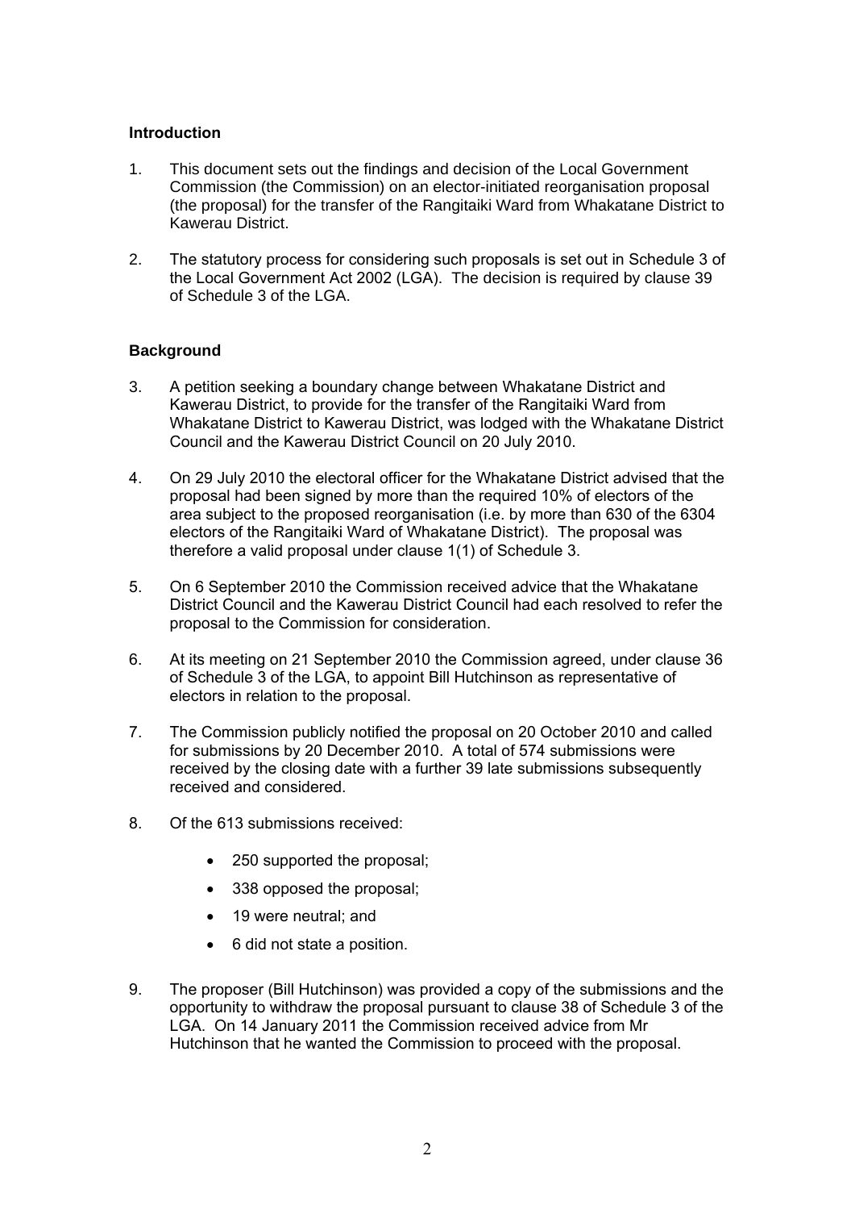## Introduction

1. This document sets out the findings and decision of the Local Government Commission (the Commission) on an elector-initiated reorganisation proposal (the proposal) for the transfer of the Rangitaiki Ward from Whakatane District to Kawerau District.

2. The statutory process for considering such proposals is set out in Schedule 3 of the Local Government Act 2002 (LGA). The decision is required by clause 39 of Schedule 3 of the LGA.

## Background

3. A petition seeking a boundary change between Whakatane District and Kawerau District, to provide for the transfer of the Rangitaiki Ward from Whakatane District to Kawerau District, was lodged with the Whakatane District Council and the Kawerau District Council on 20 July 2010.

4. On 29 July 2010 the electoral officer for the Whakatane District advised that the proposal had been signed by more than the required 10% of electors of the area subject to the proposed reorganisation (i.e. by more than 630 of the 6304 electors of the Rangitaiki Ward of Whakatane District). The proposal was therefore a valid proposal under clause 1(1) of Schedule 3.

5. On 6 September 2010 the Commission received advice that the Whakatane District Council and the Kawerau District Council had each resolved to refer the proposal to the Commission for consideration.

6. At its meeting on 21 September 2010 the Commission agreed, under clause 36 of Schedule 3 of the LGA, to appoint Bill Hutchinson as representative of electors in relation to the proposal.

7. The Commission publicly notified the proposal on 20 October 2010 and called for submissions by 20 December 2010. A total of 574 submissions were received by the closing date with a further 39 late submissions subsequently received and considered.

8. Of the 613 submissions received:

   - 250 supported the proposal;
   - 338 opposed the proposal;
   - 19 were neutral; and
   - 6 did not state a position.

9. The proposer (Bill Hutchinson) was provided a copy of the submissions and the opportunity to withdraw the proposal pursuant to clause 38 of Schedule 3 of the LGA. On 14 January 2011 the Commission received advice from Mr Hutchinson that he wanted the Commission to proceed with the proposal.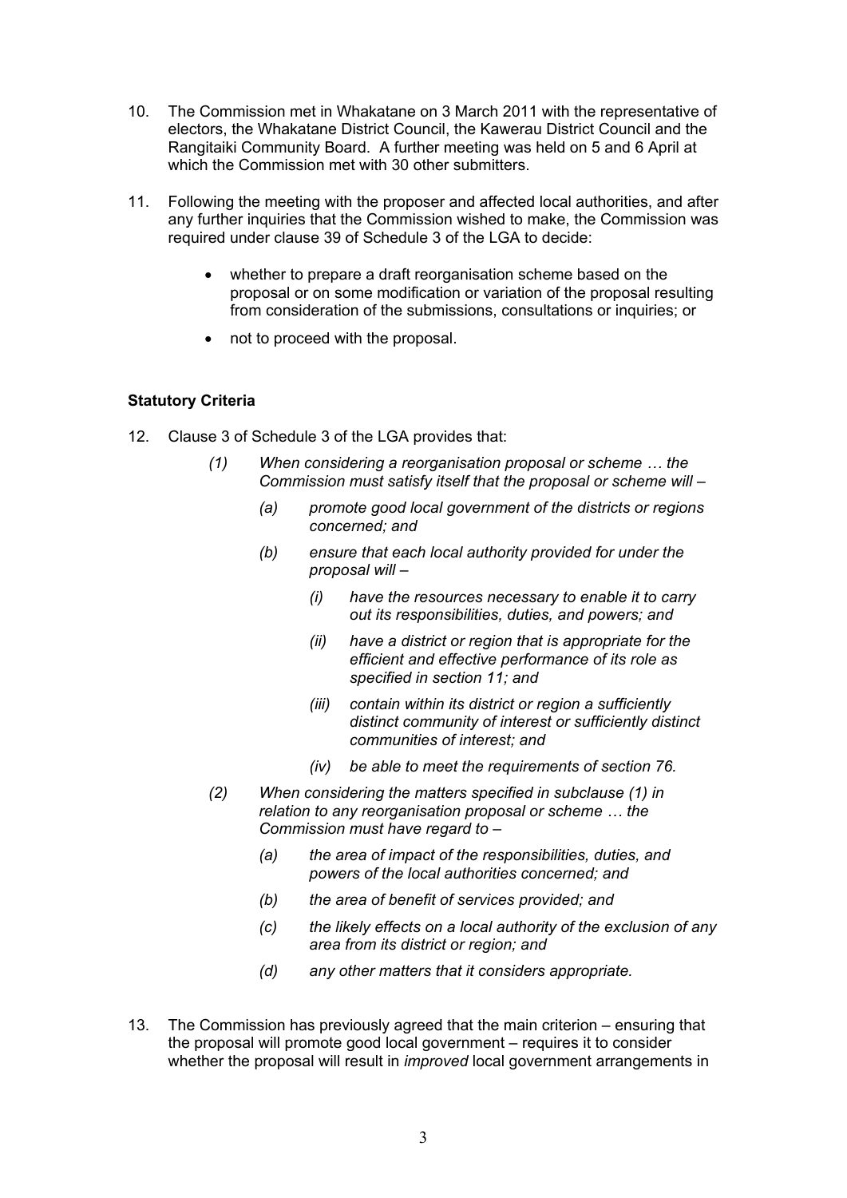10. The Commission met in Whakatane on 3 March 2011 with the representative of electors, the Whakatane District Council, the Kawerau District Council and the Rangitaiki Community Board. A further meeting was held on 5 and 6 April at which the Commission met with 30 other submitters.

11. Following the meeting with the proposer and affected local authorities, and after any further inquiries that the Commission wished to make, the Commission was required under clause 39 of Schedule 3 of the LGA to decide:

    - whether to prepare a draft reorganisation scheme based on the proposal or on some modification or variation of the proposal resulting from consideration of the submissions, consultations or inquiries; or
    - not to proceed with the proposal.

**Statutory Criteria**

12. Clause 3 of Schedule 3 of the LGA provides that:

    *(1) When considering a reorganisation proposal or scheme … the Commission must satisfy itself that the proposal or scheme will –*

    *(a) promote good local government of the districts or regions concerned; and*

    *(b) ensure that each local authority provided for under the proposal will –*

    *(i) have the resources necessary to enable it to carry out its responsibilities, duties, and powers; and*

    *(ii) have a district or region that is appropriate for the efficient and effective performance of its role as specified in section 11; and*

    *(iii) contain within its district or region a sufficiently distinct community of interest or sufficiently distinct communities of interest; and*

    *(iv) be able to meet the requirements of section 76.*

    *(2) When considering the matters specified in subclause (1) in relation to any reorganisation proposal or scheme … the Commission must have regard to –*

    *(a) the area of impact of the responsibilities, duties, and powers of the local authorities concerned; and*

    *(b) the area of benefit of services provided; and*

    *(c) the likely effects on a local authority of the exclusion of any area from its district or region; and*

    *(d) any other matters that it considers appropriate.*

13. The Commission has previously agreed that the main criterion – ensuring that the proposal will promote good local government – requires it to consider whether the proposal will result in *improved* local government arrangements in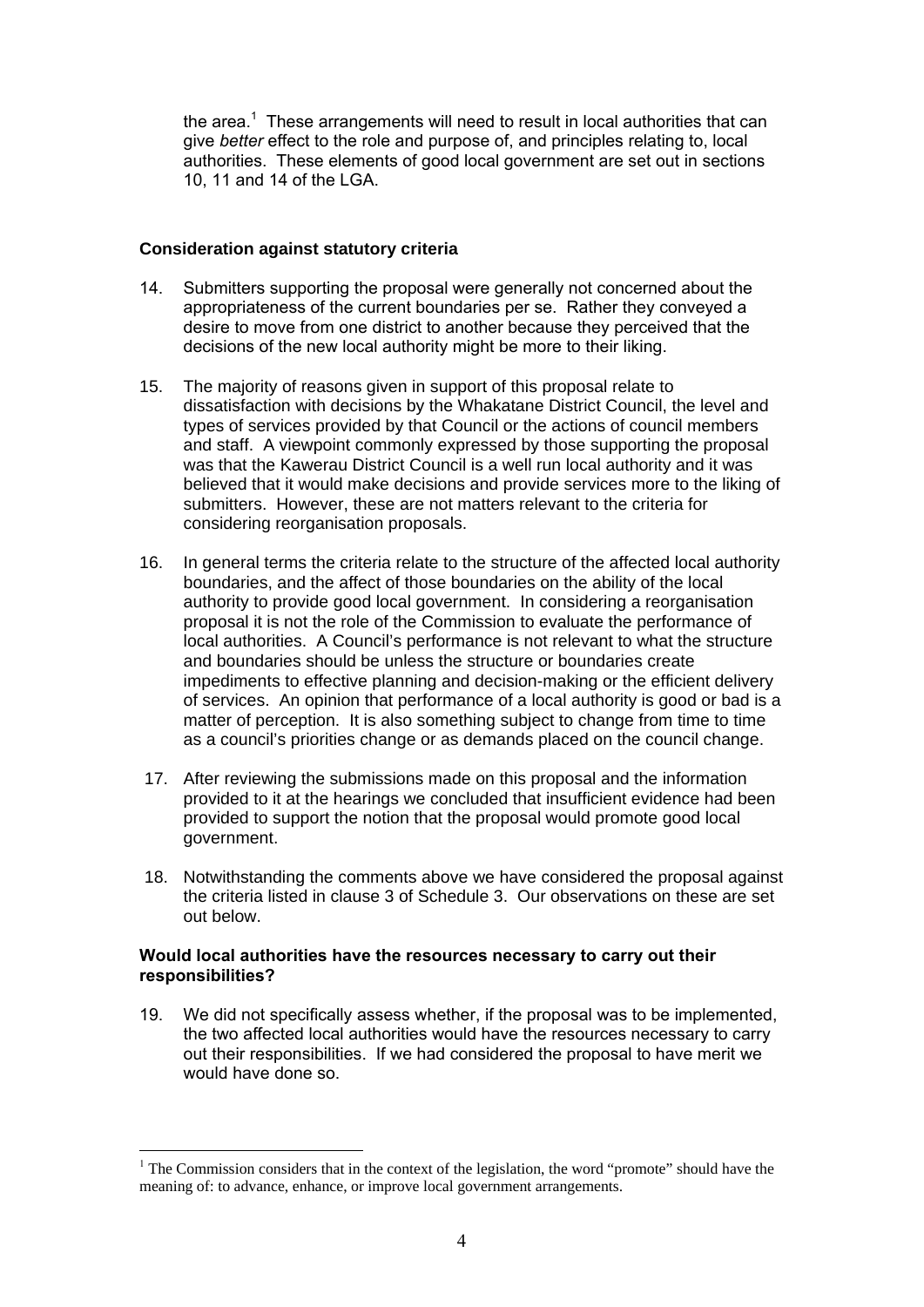the area.[1] These arrangements will need to result in local authorities that can give *better* effect to the role and purpose of, and principles relating to, local authorities. These elements of good local government are set out in sections 10, 11 and 14 of the LGA.

**Consideration against statutory criteria**

14. Submitters supporting the proposal were generally not concerned about the appropriateness of the current boundaries per se. Rather they conveyed a desire to move from one district to another because they perceived that the decisions of the new local authority might be more to their liking.

15. The majority of reasons given in support of this proposal relate to dissatisfaction with decisions by the Whakatane District Council, the level and types of services provided by that Council or the actions of council members and staff. A viewpoint commonly expressed by those supporting the proposal was that the Kawerau District Council is a well run local authority and it was believed that it would make decisions and provide services more to the liking of submitters. However, these are not matters relevant to the criteria for considering reorganisation proposals.

16. In general terms the criteria relate to the structure of the affected local authority boundaries, and the affect of those boundaries on the ability of the local authority to provide good local government. In considering a reorganisation proposal it is not the role of the Commission to evaluate the performance of local authorities. A Council's performance is not relevant to what the structure and boundaries should be unless the structure or boundaries create impediments to effective planning and decision-making or the efficient delivery of services. An opinion that performance of a local authority is good or bad is a matter of perception. It is also something subject to change from time to time as a council's priorities change or as demands placed on the council change.

17. After reviewing the submissions made on this proposal and the information provided to it at the hearings we concluded that insufficient evidence had been provided to support the notion that the proposal would promote good local government.

18. Notwithstanding the comments above we have considered the proposal against the criteria listed in clause 3 of Schedule 3. Our observations on these are set out below.

**Would local authorities have the resources necessary to carry out their responsibilities?**

19. We did not specifically assess whether, if the proposal was to be implemented, the two affected local authorities would have the resources necessary to carry out their responsibilities. If we had considered the proposal to have merit we would have done so.

---

[1] The Commission considers that in the context of the legislation, the word "promote" should have the meaning of: to advance, enhance, or improve local government arrangements.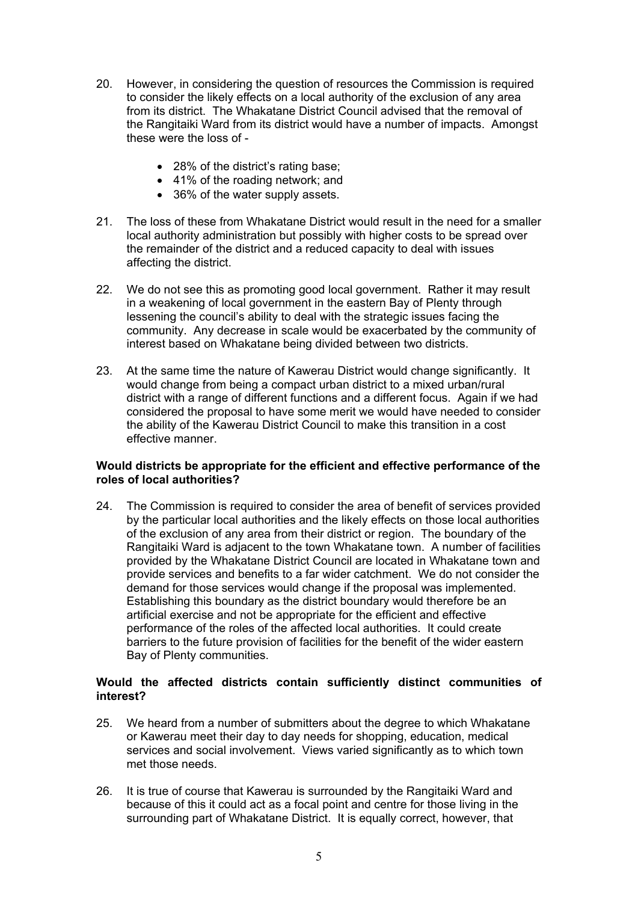20. However, in considering the question of resources the Commission is required to consider the likely effects on a local authority of the exclusion of any area from its district. The Whakatane District Council advised that the removal of the Rangitaiki Ward from its district would have a number of impacts. Amongst these were the loss of -

    - 28% of the district's rating base;
    - 41% of the roading network; and
    - 36% of the water supply assets.

21. The loss of these from Whakatane District would result in the need for a smaller local authority administration but possibly with higher costs to be spread over the remainder of the district and a reduced capacity to deal with issues affecting the district.

22. We do not see this as promoting good local government. Rather it may result in a weakening of local government in the eastern Bay of Plenty through lessening the council's ability to deal with the strategic issues facing the community. Any decrease in scale would be exacerbated by the community of interest based on Whakatane being divided between two districts.

23. At the same time the nature of Kawerau District would change significantly. It would change from being a compact urban district to a mixed urban/rural district with a range of different functions and a different focus. Again if we had considered the proposal to have some merit we would have needed to consider the ability of the Kawerau District Council to make this transition in a cost effective manner.

**Would districts be appropriate for the efficient and effective performance of the roles of local authorities?**

24. The Commission is required to consider the area of benefit of services provided by the particular local authorities and the likely effects on those local authorities of the exclusion of any area from their district or region. The boundary of the Rangitaiki Ward is adjacent to the town Whakatane town. A number of facilities provided by the Whakatane District Council are located in Whakatane town and provide services and benefits to a far wider catchment. We do not consider the demand for those services would change if the proposal was implemented. Establishing this boundary as the district boundary would therefore be an artificial exercise and not be appropriate for the efficient and effective performance of the roles of the affected local authorities. It could create barriers to the future provision of facilities for the benefit of the wider eastern Bay of Plenty communities.

**Would the affected districts contain sufficiently distinct communities of interest?**

25. We heard from a number of submitters about the degree to which Whakatane or Kawerau meet their day to day needs for shopping, education, medical services and social involvement. Views varied significantly as to which town met those needs.

26. It is true of course that Kawerau is surrounded by the Rangitaiki Ward and because of this it could act as a focal point and centre for those living in the surrounding part of Whakatane District. It is equally correct, however, that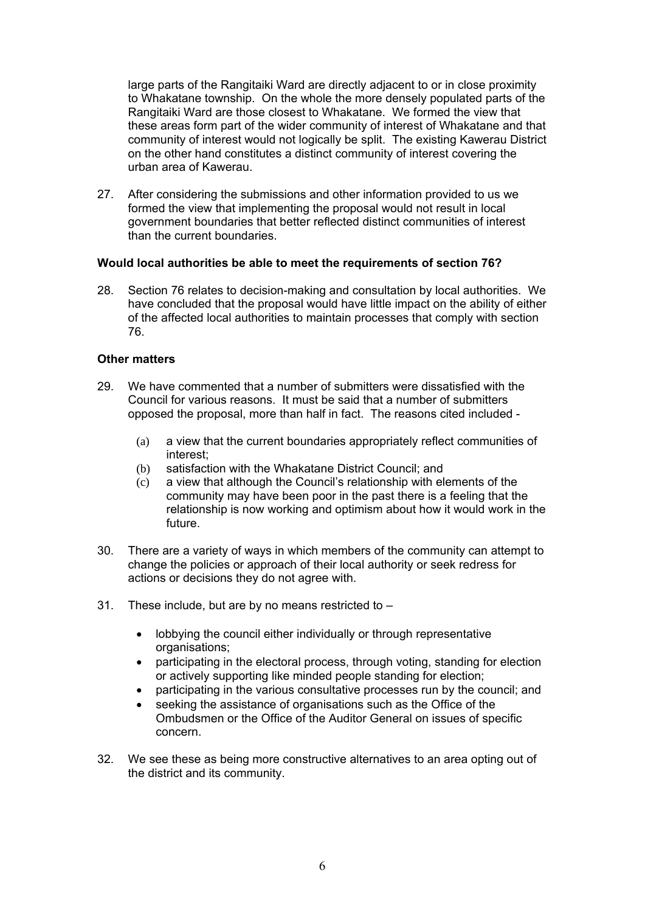large parts of the Rangitaiki Ward are directly adjacent to or in close proximity to Whakatane township. On the whole the more densely populated parts of the Rangitaiki Ward are those closest to Whakatane. We formed the view that these areas form part of the wider community of interest of Whakatane and that community of interest would not logically be split. The existing Kawerau District on the other hand constitutes a distinct community of interest covering the urban area of Kawerau.

27. After considering the submissions and other information provided to us we formed the view that implementing the proposal would not result in local government boundaries that better reflected distinct communities of interest than the current boundaries.

**Would local authorities be able to meet the requirements of section 76?**

28. Section 76 relates to decision-making and consultation by local authorities. We have concluded that the proposal would have little impact on the ability of either of the affected local authorities to maintain processes that comply with section 76.

**Other matters**

29. We have commented that a number of submitters were dissatisfied with the Council for various reasons. It must be said that a number of submitters opposed the proposal, more than half in fact. The reasons cited included -

    (a) a view that the current boundaries appropriately reflect communities of interest;
    (b) satisfaction with the Whakatane District Council; and
    (c) a view that although the Council's relationship with elements of the community may have been poor in the past there is a feeling that the relationship is now working and optimism about how it would work in the future.

30. There are a variety of ways in which members of the community can attempt to change the policies or approach of their local authority or seek redress for actions or decisions they do not agree with.

31. These include, but are by no means restricted to –

    - lobbying the council either individually or through representative organisations;
    - participating in the electoral process, through voting, standing for election or actively supporting like minded people standing for election;
    - participating in the various consultative processes run by the council; and
    - seeking the assistance of organisations such as the Office of the Ombudsmen or the Office of the Auditor General on issues of specific concern.

32. We see these as being more constructive alternatives to an area opting out of the district and its community.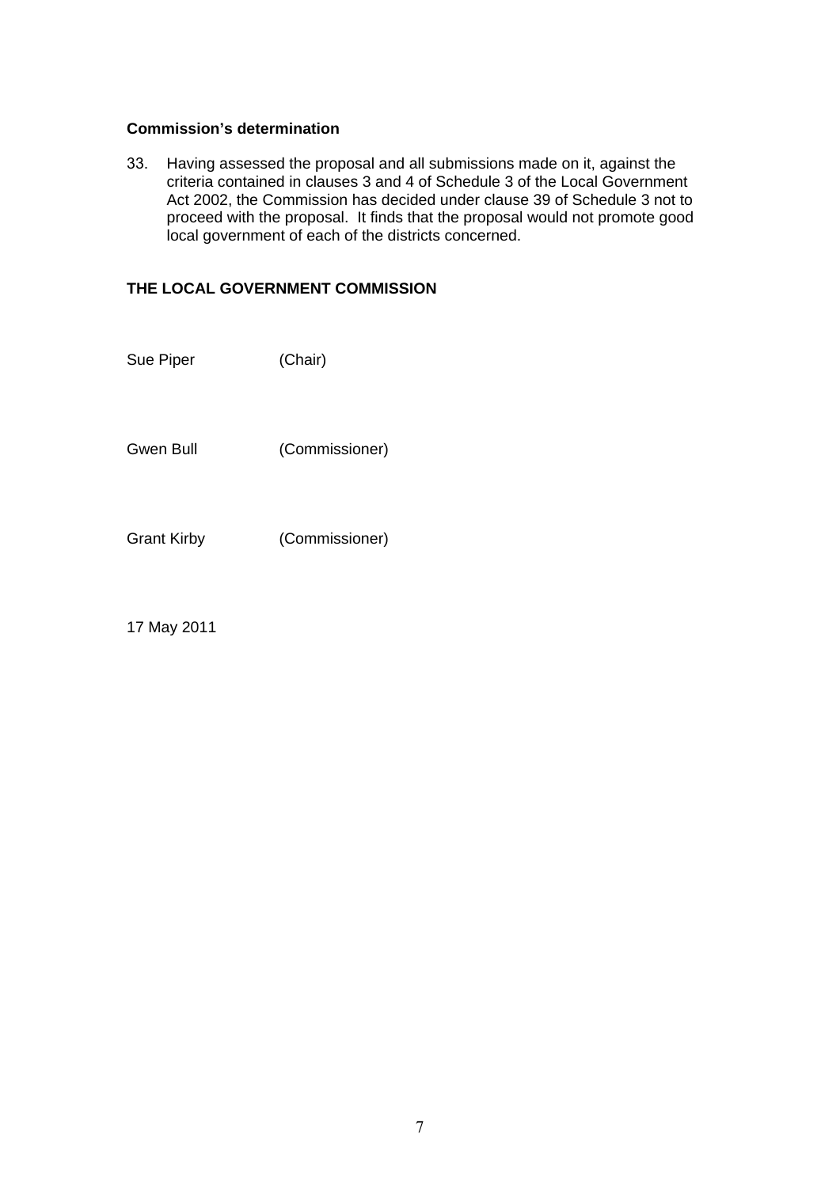**Commission's determination**

33. Having assessed the proposal and all submissions made on it, against the criteria contained in clauses 3 and 4 of Schedule 3 of the Local Government Act 2002, the Commission has decided under clause 39 of Schedule 3 not to proceed with the proposal. It finds that the proposal would not promote good local government of each of the districts concerned.

**THE LOCAL GOVERNMENT COMMISSION**

Sue Piper (Chair)

Gwen Bull (Commissioner)

Grant Kirby (Commissioner)

17 May 2011